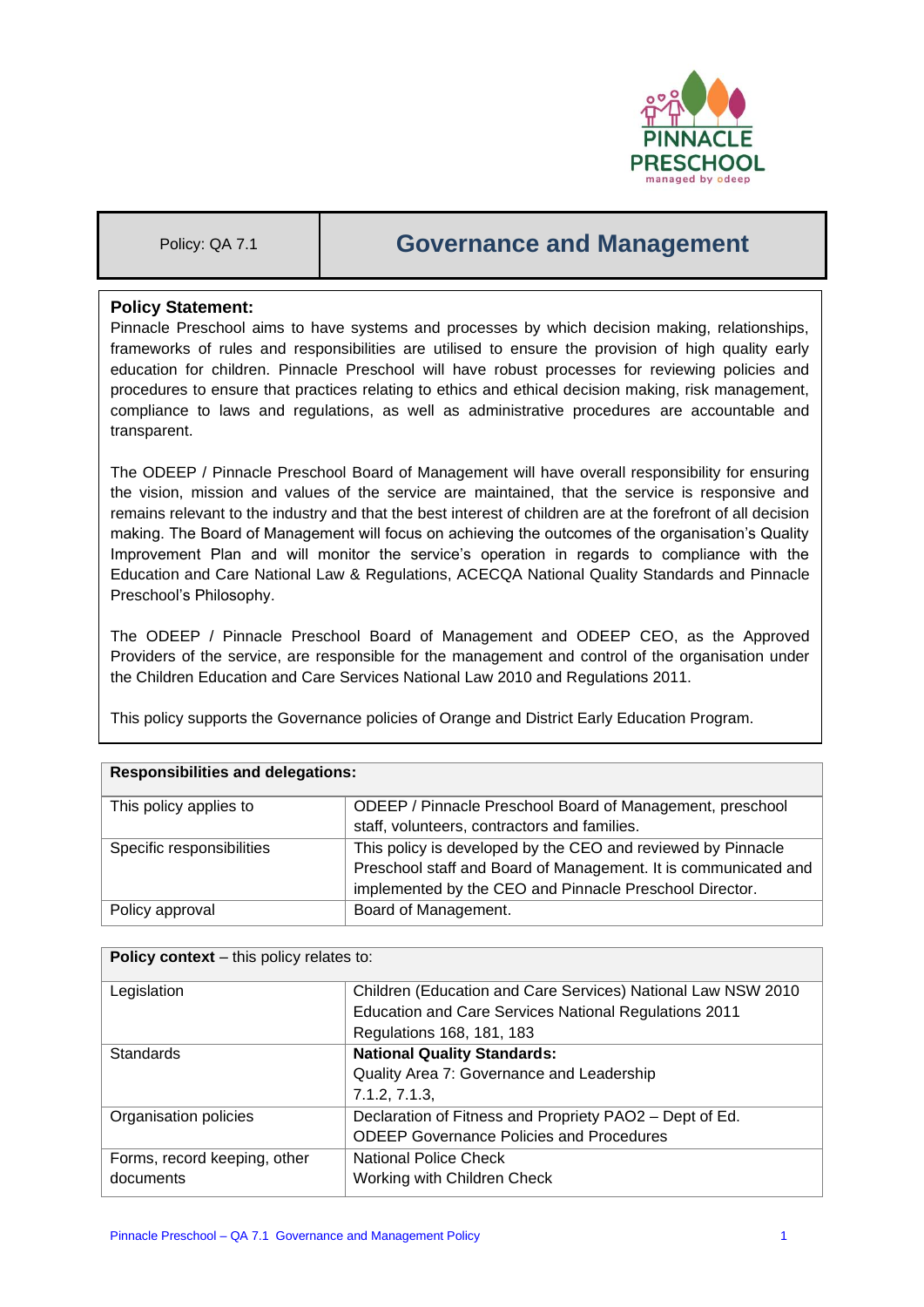| Policy: QA 7.1 | Governance and Management |
|---|---|

**Policy Statement:**

Pinnacle Preschool aims to have systems and processes by which decision making, relationships, frameworks of rules and responsibilities are utilised to ensure the provision of high quality early education for children. Pinnacle Preschool will have robust processes for reviewing policies and procedures to ensure that practices relating to ethics and ethical decision making, risk management, compliance to laws and regulations, as well as administrative procedures are accountable and transparent.

The ODEEP / Pinnacle Preschool Board of Management will have overall responsibility for ensuring the vision, mission and values of the service are maintained, that the service is responsive and remains relevant to the industry and that the best interest of children are at the forefront of all decision making. The Board of Management will focus on achieving the outcomes of the organisation's Quality Improvement Plan and will monitor the service's operation in regards to compliance with the Education and Care National Law & Regulations, ACECQA National Quality Standards and Pinnacle Preschool's Philosophy.

The ODEEP / Pinnacle Preschool Board of Management and ODEEP CEO, as the Approved Providers of the service, are responsible for the management and control of the organisation under the Children Education and Care Services National Law 2010 and Regulations 2011.

This policy supports the Governance policies of Orange and District Early Education Program.

| **Responsibilities and delegations:** | |
|---|---|
| This policy applies to | ODEEP / Pinnacle Preschool Board of Management, preschool staff, volunteers, contractors and families. |
| Specific responsibilities | This policy is developed by the CEO and reviewed by Pinnacle Preschool staff and Board of Management. It is communicated and implemented by the CEO and Pinnacle Preschool Director. |
| Policy approval | Board of Management. |

| **Policy context** – this policy relates to: | |
|---|---|
| Legislation | Children (Education and Care Services) National Law NSW 2010<br>Education and Care Services National Regulations 2011<br>Regulations 168, 181, 183 |
| Standards | **National Quality Standards:**<br>Quality Area 7: Governance and Leadership<br>7.1.2, 7.1.3, |
| Organisation policies | Declaration of Fitness and Propriety PAO2 – Dept of Ed.<br>ODEEP Governance Policies and Procedures |
| Forms, record keeping, other documents | National Police Check<br>Working with Children Check |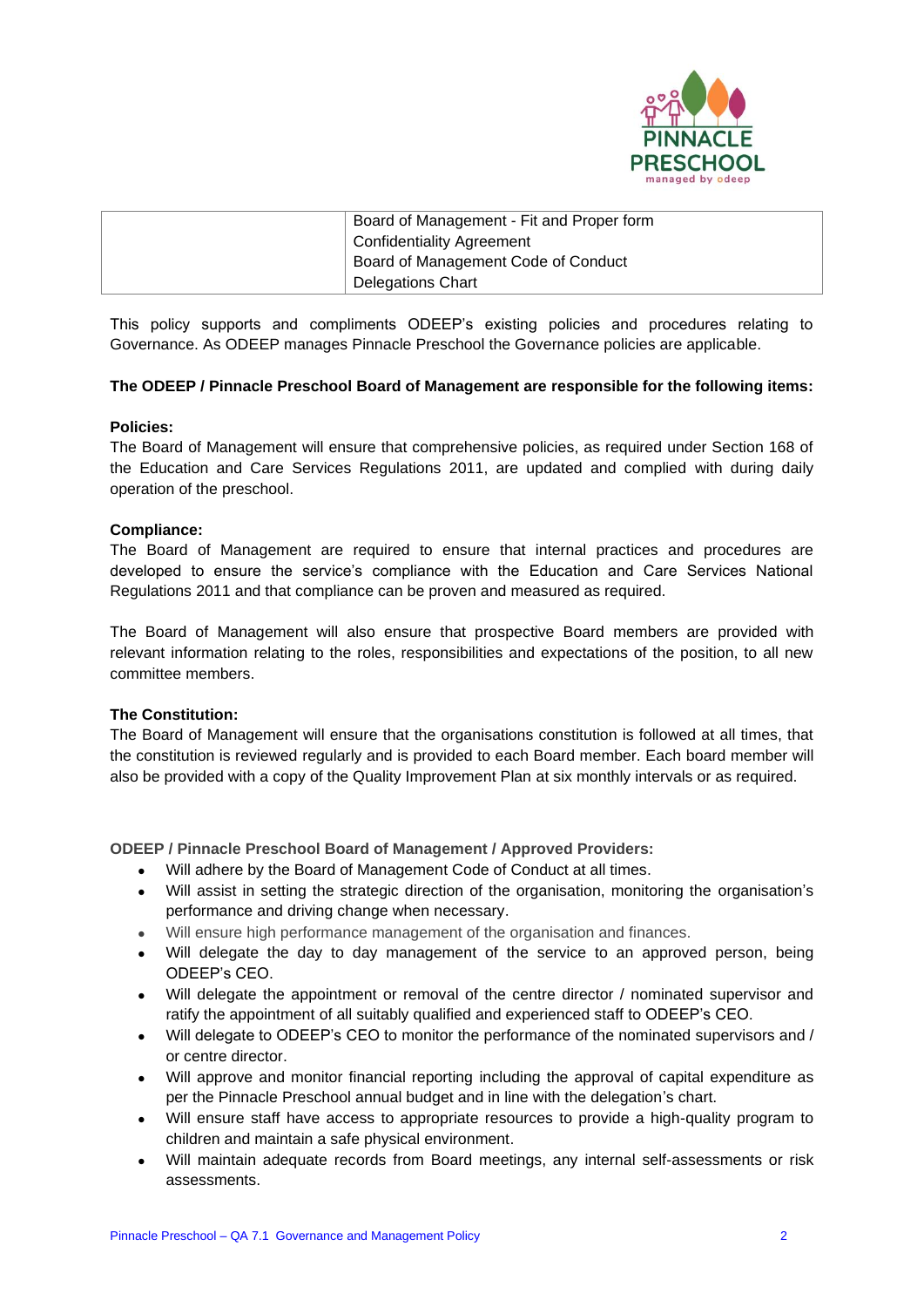| | Board of Management - Fit and Proper form<br>Confidentiality Agreement<br>Board of Management Code of Conduct<br>Delegations Chart |
|---|---|

This policy supports and compliments ODEEP's existing policies and procedures relating to Governance. As ODEEP manages Pinnacle Preschool the Governance policies are applicable.

**The ODEEP / Pinnacle Preschool Board of Management are responsible for the following items:**

**Policies:**
The Board of Management will ensure that comprehensive policies, as required under Section 168 of the Education and Care Services Regulations 2011, are updated and complied with during daily operation of the preschool.

**Compliance:**
The Board of Management are required to ensure that internal practices and procedures are developed to ensure the service's compliance with the Education and Care Services National Regulations 2011 and that compliance can be proven and measured as required.

The Board of Management will also ensure that prospective Board members are provided with relevant information relating to the roles, responsibilities and expectations of the position, to all new committee members.

**The Constitution:**
The Board of Management will ensure that the organisations constitution is followed at all times, that the constitution is reviewed regularly and is provided to each Board member. Each board member will also be provided with a copy of the Quality Improvement Plan at six monthly intervals or as required.

**ODEEP / Pinnacle Preschool Board of Management / Approved Providers:**

- Will adhere by the Board of Management Code of Conduct at all times.
- Will assist in setting the strategic direction of the organisation, monitoring the organisation's performance and driving change when necessary.
- Will ensure high performance management of the organisation and finances.
- Will delegate the day to day management of the service to an approved person, being ODEEP's CEO.
- Will delegate the appointment or removal of the centre director / nominated supervisor and ratify the appointment of all suitably qualified and experienced staff to ODEEP's CEO.
- Will delegate to ODEEP's CEO to monitor the performance of the nominated supervisors and / or centre director.
- Will approve and monitor financial reporting including the approval of capital expenditure as per the Pinnacle Preschool annual budget and in line with the delegation's chart.
- Will ensure staff have access to appropriate resources to provide a high-quality program to children and maintain a safe physical environment.
- Will maintain adequate records from Board meetings, any internal self-assessments or risk assessments.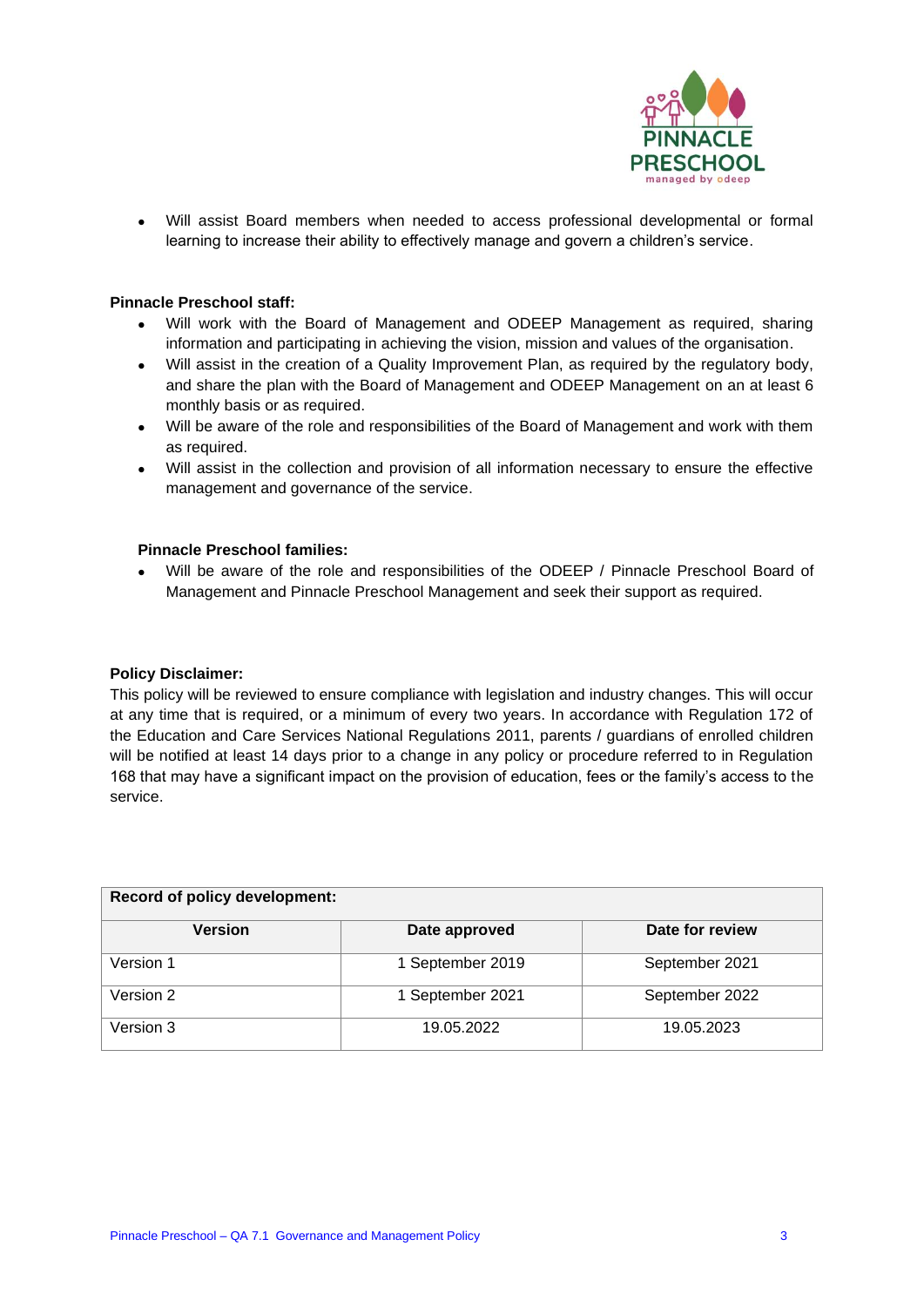- Will assist Board members when needed to access professional developmental or formal learning to increase their ability to effectively manage and govern a children's service.

**Pinnacle Preschool staff:**

- Will work with the Board of Management and ODEEP Management as required, sharing information and participating in achieving the vision, mission and values of the organisation.
- Will assist in the creation of a Quality Improvement Plan, as required by the regulatory body, and share the plan with the Board of Management and ODEEP Management on an at least 6 monthly basis or as required.
- Will be aware of the role and responsibilities of the Board of Management and work with them as required.
- Will assist in the collection and provision of all information necessary to ensure the effective management and governance of the service.

**Pinnacle Preschool families:**

- Will be aware of the role and responsibilities of the ODEEP / Pinnacle Preschool Board of Management and Pinnacle Preschool Management and seek their support as required.

**Policy Disclaimer:**

This policy will be reviewed to ensure compliance with legislation and industry changes. This will occur at any time that is required, or a minimum of every two years. In accordance with Regulation 172 of the Education and Care Services National Regulations 2011, parents / guardians of enrolled children will be notified at least 14 days prior to a change in any policy or procedure referred to in Regulation 168 that may have a significant impact on the provision of education, fees or the family's access to the service.

| **Record of policy development:** | | |
|---|---|---|
| **Version** | **Date approved** | **Date for review** |
| Version 1 | 1 September 2019 | September 2021 |
| Version 2 | 1 September 2021 | September 2022 |
| Version 3 | 19.05.2022 | 19.05.2023 |